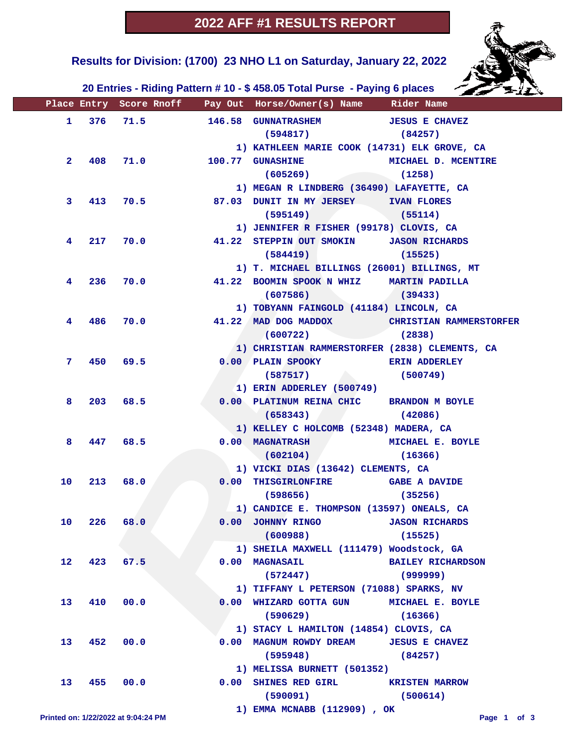# 2022 AFF #1 RESULTS REPORT

## Results for Division: (1700) 23 NHO L1 on Saturday, January 22, 2022

### 20 Entries - Riding Pattern # 10 - $ 458.05 Total Purse - Paying 6 places

| Place | Entry | Score | Rnoff | Pay Out | Horse/Owner(s) Name | Rider Name |
|---|---|---|---|---|---|---|
| 1 | 376 | 71.5 | | 146.58 | GUNNATRASHEM (594817)<br>1) KATHLEEN MARIE COOK (14731) ELK GROVE, CA | JESUS E CHAVEZ (84257) |
| 2 | 408 | 71.0 | | 100.77 | GUNASHINE (605269)<br>1) MEGAN R LINDBERG (36490) LAFAYETTE, CA | MICHAEL D. MCENTIRE (1258) |
| 3 | 413 | 70.5 | | 87.03 | DUNIT IN MY JERSEY (595149)<br>1) JENNIFER R FISHER (99178) CLOVIS, CA | IVAN FLORES (55114) |
| 4 | 217 | 70.0 | | 41.22 | STEPPIN OUT SMOKIN (584419)<br>1) T. MICHAEL BILLINGS (26001) BILLINGS, MT | JASON RICHARDS (15525) |
| 4 | 236 | 70.0 | | 41.22 | BOOMIN SPOOK N WHIZ (607586)<br>1) TOBYANN FAINGOLD (41184) LINCOLN, CA | MARTIN PADILLA (39433) |
| 4 | 486 | 70.0 | | 41.22 | MAD DOG MADDOX (600722)<br>1) CHRISTIAN RAMMERSTORFER (2838) CLEMENTS, CA | CHRISTIAN RAMMERSTORFER (2838) |
| 7 | 450 | 69.5 | | 0.00 | PLAIN SPOOKY (587517)<br>1) ERIN ADDERLEY (500749) | ERIN ADDERLEY (500749) |
| 8 | 203 | 68.5 | | 0.00 | PLATINUM REINA CHIC (658343)<br>1) KELLEY C HOLCOMB (52348) MADERA, CA | BRANDON M BOYLE (42086) |
| 8 | 447 | 68.5 | | 0.00 | MAGNATRASH (602104)<br>1) VICKI DIAS (13642) CLEMENTS, CA | MICHAEL E. BOYLE (16366) |
| 10 | 213 | 68.0 | | 0.00 | THISGIRLONFIRE (598656)<br>1) CANDICE E. THOMPSON (13597) ONEALS, CA | GABE A DAVIDE (35256) |
| 10 | 226 | 68.0 | | 0.00 | JOHNNY RINGO (600988)<br>1) SHEILA MAXWELL (111479) Woodstock, GA | JASON RICHARDS (15525) |
| 12 | 423 | 67.5 | | 0.00 | MAGNASAIL (572447)<br>1) TIFFANY L PETERSON (71088) SPARKS, NV | BAILEY RICHARDSON (999999) |
| 13 | 410 | 00.0 | | 0.00 | WHIZARD GOTTA GUN (590629)<br>1) STACY L HAMILTON (14854) CLOVIS, CA | MICHAEL E. BOYLE (16366) |
| 13 | 452 | 00.0 | | 0.00 | MAGNUM ROWDY DREAM (595948)<br>1) MELISSA BURNETT (501352) | JESUS E CHAVEZ (84257) |
| 13 | 455 | 00.0 | | 0.00 | SHINES RED GIRL (590091)<br>1) EMMA MCNABB (112909) , OK | KRISTEN MARROW (500614) |

Printed on: 1/22/2022 at 9:04:24 PM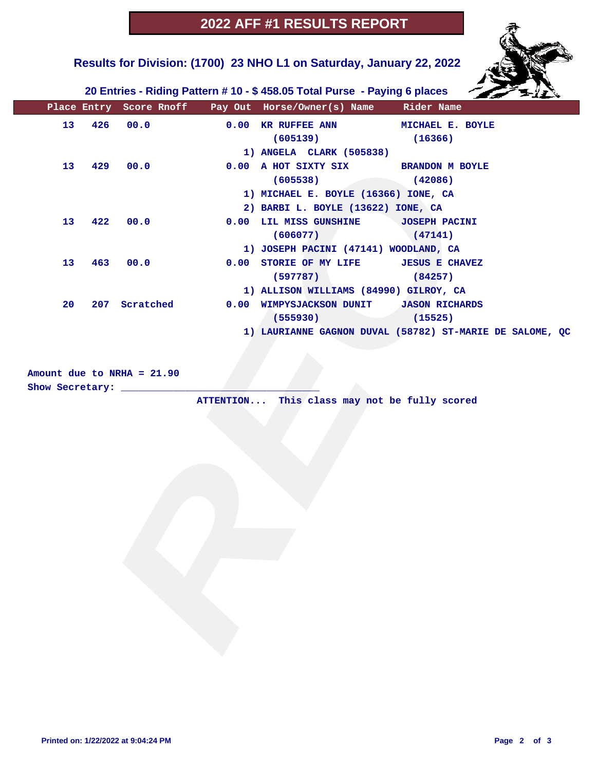# 2022 AFF #1 RESULTS REPORT

## Results for Division: (1700) 23 NHO L1 on Saturday, January 22, 2022

### 20 Entries - Riding Pattern # 10 - $ 458.05 Total Purse - Paying 6 places

| Place | Entry | Score | Rnoff | Pay Out | Horse/Owner(s) Name | Rider Name |
|---|---|---|---|---|---|---|
| 13 | 426 | 00.0 | | 0.00 | KR RUFFEE ANN (605139) | MICHAEL E. BOYLE (16366) |
| | | | | | 1) ANGELA CLARK (505838) | |
| 13 | 429 | 00.0 | | 0.00 | A HOT SIXTY SIX (605538) | BRANDON M BOYLE (42086) |
| | | | | | 1) MICHAEL E. BOYLE (16366) IONE, CA | |
| | | | | | 2) BARBI L. BOYLE (13622) IONE, CA | |
| 13 | 422 | 00.0 | | 0.00 | LIL MISS GUNSHINE (606077) | JOSEPH PACINI (47141) |
| | | | | | 1) JOSEPH PACINI (47141) WOODLAND, CA | |
| 13 | 463 | 00.0 | | 0.00 | STORIE OF MY LIFE (597787) | JESUS E CHAVEZ (84257) |
| | | | | | 1) ALLISON WILLIAMS (84990) GILROY, CA | |
| 20 | 207 | Scratched | | 0.00 | WIMPYSJACKSON DUNIT (555930) | JASON RICHARDS (15525) |
| | | | | | 1) LAURIANNE GAGNON DUVAL (58782) ST-MARIE DE SALOME, QC | |

Amount due to NRHA = 21.90

Show Secretary: ________________________________

ATTENTION... This class may not be fully scored

Printed on: 1/22/2022 at 9:04:24 PM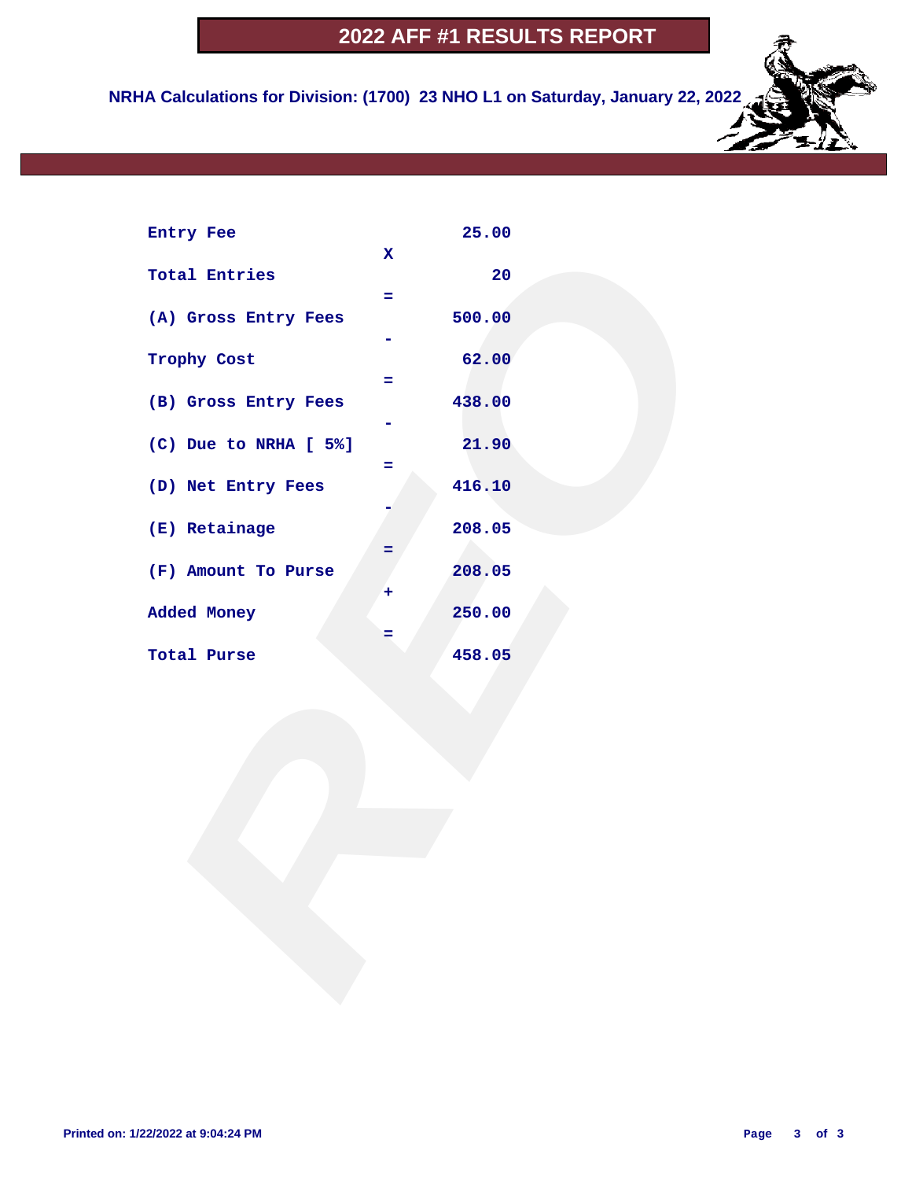# 2022 AFF #1 RESULTS REPORT

**NRHA Calculations for Division: (1700) 23 NHO L1 on Saturday, January 22, 2022**

| | | |
|---|---|---|
| Entry Fee | | 25.00 |
| | X | |
| Total Entries | | 20 |
| | = | |
| (A) Gross Entry Fees | | 500.00 |
| | - | |
| Trophy Cost | | 62.00 |
| | = | |
| (B) Gross Entry Fees | | 438.00 |
| | - | |
| (C) Due to NRHA [ 5%] | | 21.90 |
| | = | |
| (D) Net Entry Fees | | 416.10 |
| | - | |
| (E) Retainage | | 208.05 |
| | = | |
| (F) Amount To Purse | | 208.05 |
| | + | |
| Added Money | | 250.00 |
| | = | |
| Total Purse | | 458.05 |

Printed on: 1/22/2022 at 9:04:24 PM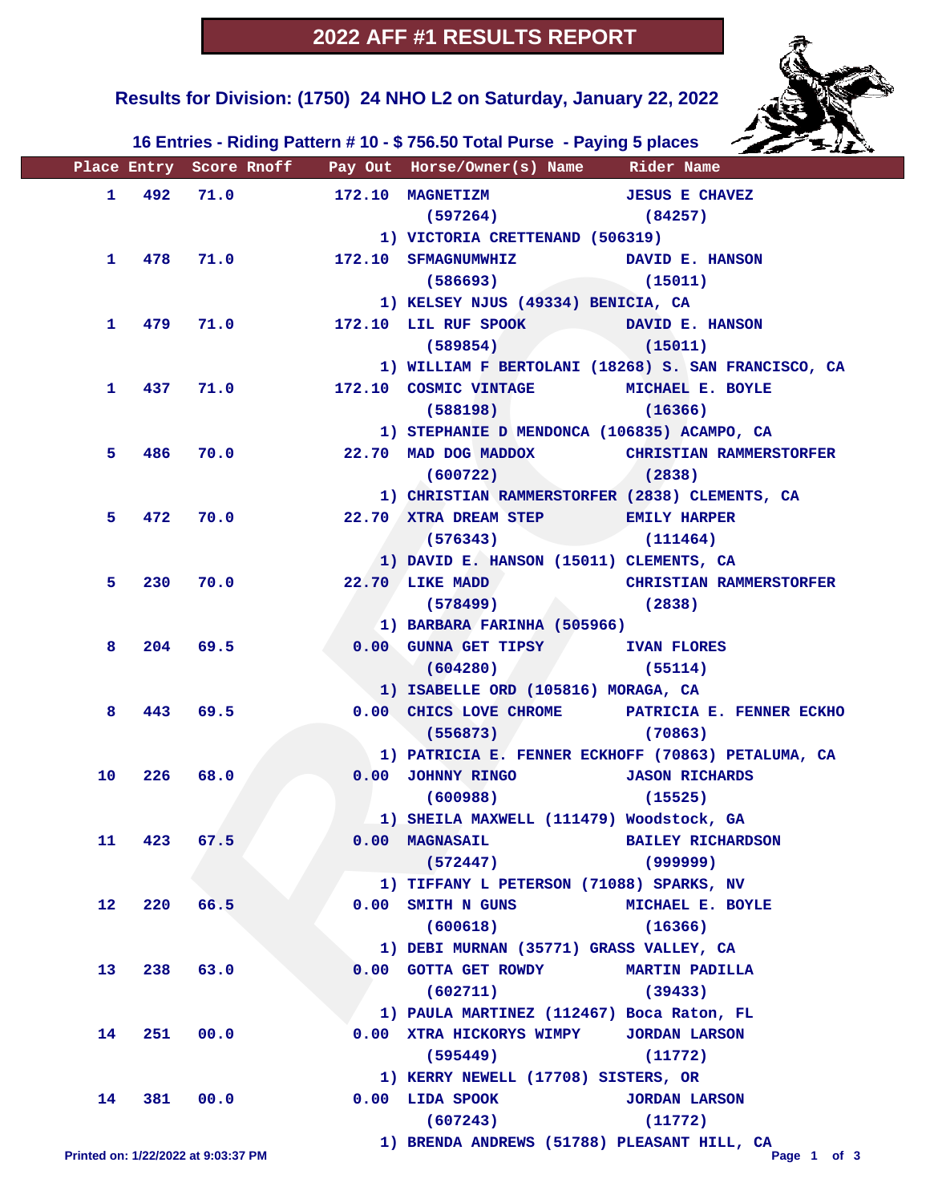# 2022 AFF #1 RESULTS REPORT

## Results for Division: (1750) 24 NHO L2 on Saturday, January 22, 2022

### 16 Entries - Riding Pattern # 10 - $ 756.50 Total Purse - Paying 5 places

| Place | Entry | Score | Rnoff | Pay Out | Horse/Owner(s) Name | Rider Name |
|---|---|---|---|---|---|---|
| 1 | 492 | 71.0 | | 172.10 | MAGNETIZM (597264)<br>1) VICTORIA CRETTENAND (506319) | JESUS E CHAVEZ (84257) |
| 1 | 478 | 71.0 | | 172.10 | SFMAGNUMWHIZ (586693)<br>1) KELSEY NJUS (49334) BENICIA, CA | DAVID E. HANSON (15011) |
| 1 | 479 | 71.0 | | 172.10 | LIL RUF SPOOK (589854)<br>1) WILLIAM F BERTOLANI (18268) S. SAN FRANCISCO, CA | DAVID E. HANSON (15011) |
| 1 | 437 | 71.0 | | 172.10 | COSMIC VINTAGE (588198)<br>1) STEPHANIE D MENDONCA (106835) ACAMPO, CA | MICHAEL E. BOYLE (16366) |
| 5 | 486 | 70.0 | | 22.70 | MAD DOG MADDOX (600722)<br>1) CHRISTIAN RAMMERSTORFER (2838) CLEMENTS, CA | CHRISTIAN RAMMERSTORFER (2838) |
| 5 | 472 | 70.0 | | 22.70 | XTRA DREAM STEP (576343)<br>1) DAVID E. HANSON (15011) CLEMENTS, CA | EMILY HARPER (111464) |
| 5 | 230 | 70.0 | | 22.70 | LIKE MADD (578499)<br>1) BARBARA FARINHA (505966) | CHRISTIAN RAMMERSTORFER (2838) |
| 8 | 204 | 69.5 | | 0.00 | GUNNA GET TIPSY (604280)<br>1) ISABELLE ORD (105816) MORAGA, CA | IVAN FLORES (55114) |
| 8 | 443 | 69.5 | | 0.00 | CHICS LOVE CHROME (556873)<br>1) PATRICIA E. FENNER ECKHOFF (70863) PETALUMA, CA | PATRICIA E. FENNER ECKHO (70863) |
| 10 | 226 | 68.0 | | 0.00 | JOHNNY RINGO (600988)<br>1) SHEILA MAXWELL (111479) Woodstock, GA | JASON RICHARDS (15525) |
| 11 | 423 | 67.5 | | 0.00 | MAGNASAIL (572447)<br>1) TIFFANY L PETERSON (71088) SPARKS, NV | BAILEY RICHARDSON (999999) |
| 12 | 220 | 66.5 | | 0.00 | SMITH N GUNS (600618)<br>1) DEBI MURNAN (35771) GRASS VALLEY, CA | MICHAEL E. BOYLE (16366) |
| 13 | 238 | 63.0 | | 0.00 | GOTTA GET ROWDY (602711)<br>1) PAULA MARTINEZ (112467) Boca Raton, FL | MARTIN PADILLA (39433) |
| 14 | 251 | 00.0 | | 0.00 | XTRA HICKORYS WIMPY (595449)<br>1) KERRY NEWELL (17708) SISTERS, OR | JORDAN LARSON (11772) |
| 14 | 381 | 00.0 | | 0.00 | LIDA SPOOK (607243)<br>1) BRENDA ANDREWS (51788) PLEASANT HILL, CA | JORDAN LARSON (11772) |

Printed on: 1/22/2022 at 9:03:37 PM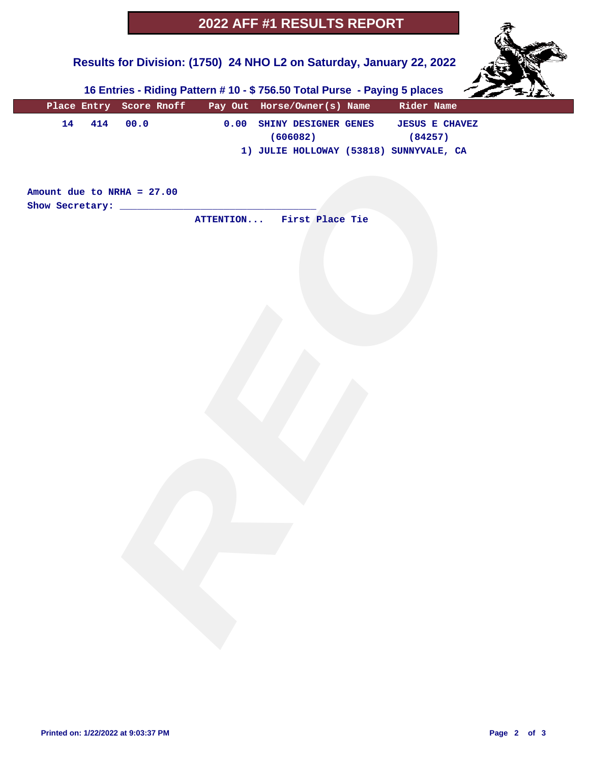# 2022 AFF #1 RESULTS REPORT

## Results for Division: (1750) 24 NHO L2 on Saturday, January 22, 2022

### 16 Entries - Riding Pattern # 10 - $ 756.50 Total Purse - Paying 5 places

| Place | Entry | Score | Rnoff | Pay Out | Horse/Owner(s) Name | Rider Name |
|---|---|---|---|---|---|---|
| 14 | 414 | 00.0 | | 0.00 | SHINY DESIGNER GENES (606082) 1) JULIE HOLLOWAY (53818) SUNNYVALE, CA | JESUS E CHAVEZ (84257) |

Amount due to NRHA = 27.00

Show Secretary: ___________________________________

ATTENTION... First Place Tie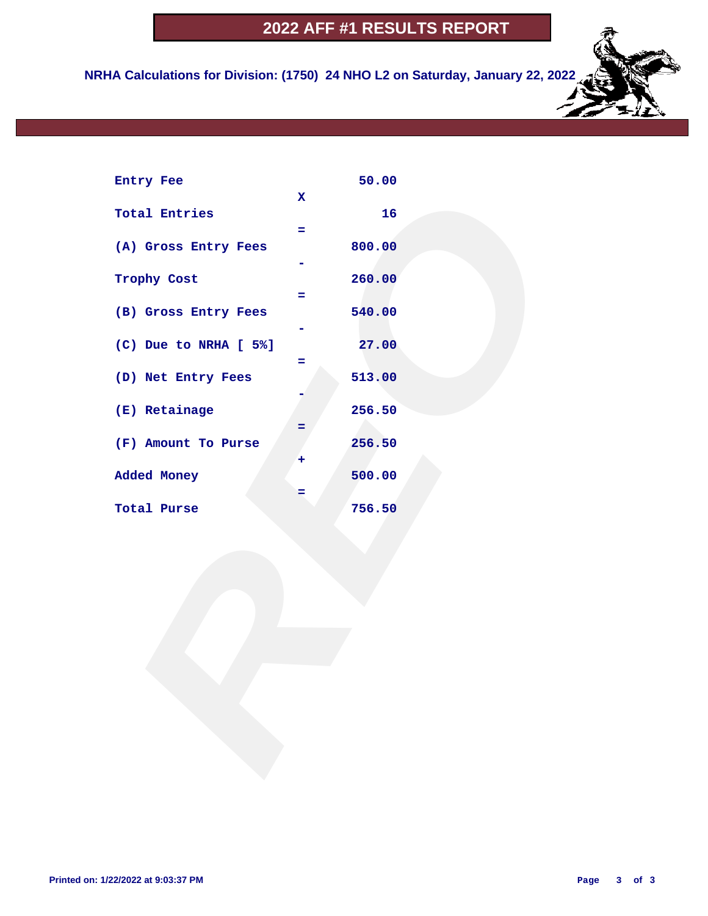# 2022 AFF #1 RESULTS REPORT

**NRHA Calculations for Division: (1750) 24 NHO L2 on Saturday, January 22, 2022**

| | | |
|---|---|---|
| Entry Fee | | 50.00 |
| | X | |
| Total Entries | | 16 |
| | = | |
| (A) Gross Entry Fees | | 800.00 |
| | - | |
| Trophy Cost | | 260.00 |
| | = | |
| (B) Gross Entry Fees | | 540.00 |
| | - | |
| (C) Due to NRHA [ 5%] | | 27.00 |
| | = | |
| (D) Net Entry Fees | | 513.00 |
| | - | |
| (E) Retainage | | 256.50 |
| | = | |
| (F) Amount To Purse | | 256.50 |
| | + | |
| Added Money | | 500.00 |
| | = | |
| Total Purse | | 756.50 |

Printed on: 1/22/2022 at 9:03:37 PM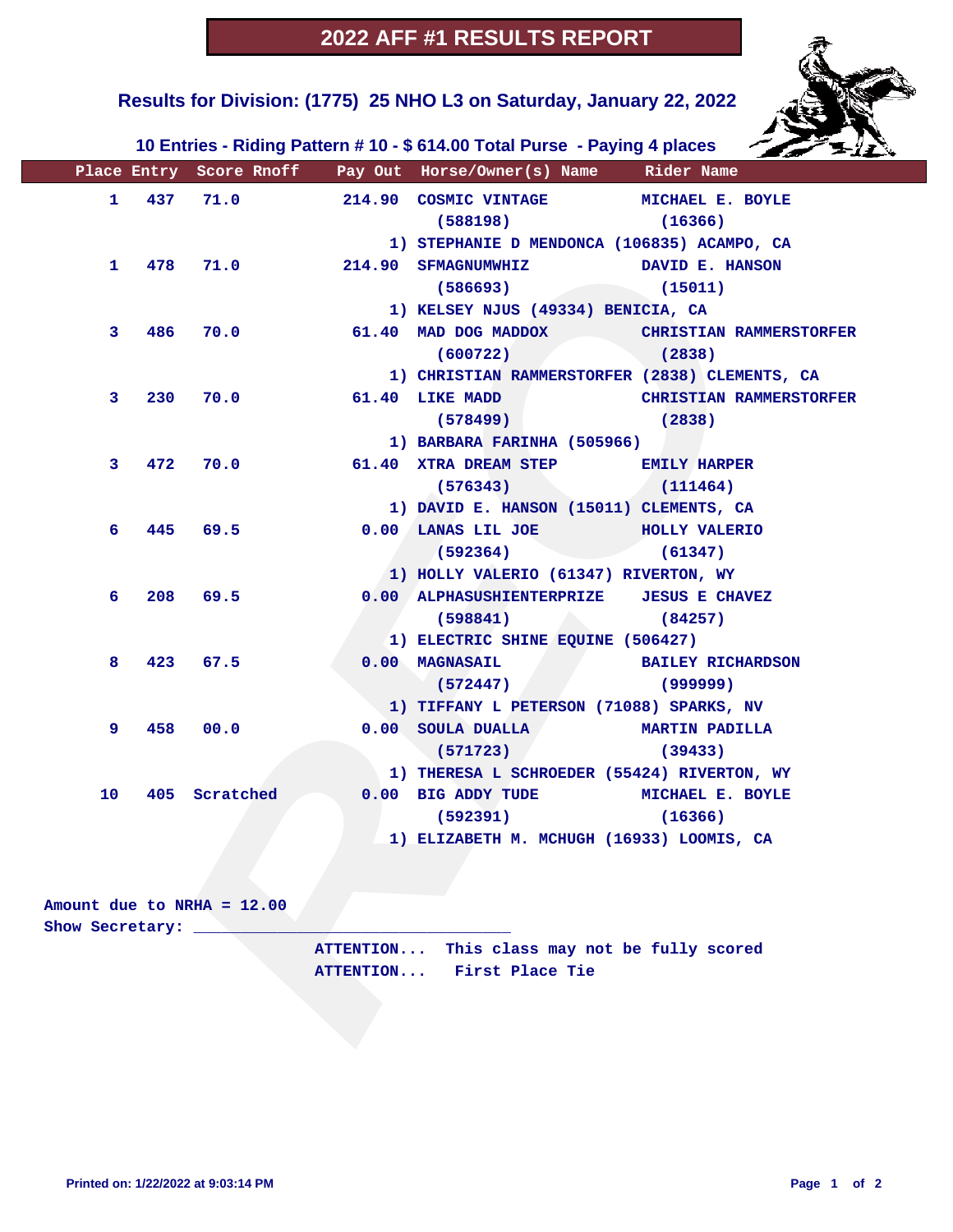# 2022 AFF #1 RESULTS REPORT

## Results for Division: (1775) 25 NHO L3 on Saturday, January 22, 2022

### 10 Entries - Riding Pattern # 10 - $ 614.00 Total Purse - Paying 4 places

| Place | Entry | Score | Rnoff | Pay Out | Horse/Owner(s) Name | Rider Name |
|---|---|---|---|---|---|---|
| 1 | 437 | 71.0 | | 214.90 | COSMIC VINTAGE (588198)<br>1) STEPHANIE D MENDONCA (106835) ACAMPO, CA | MICHAEL E. BOYLE (16366) |
| 1 | 478 | 71.0 | | 214.90 | SFMAGNUMWHIZ (586693)<br>1) KELSEY NJUS (49334) BENICIA, CA | DAVID E. HANSON (15011) |
| 3 | 486 | 70.0 | | 61.40 | MAD DOG MADDOX (600722)<br>1) CHRISTIAN RAMMERSTORFER (2838) CLEMENTS, CA | CHRISTIAN RAMMERSTORFER (2838) |
| 3 | 230 | 70.0 | | 61.40 | LIKE MADD (578499)<br>1) BARBARA FARINHA (505966) | CHRISTIAN RAMMERSTORFER (2838) |
| 3 | 472 | 70.0 | | 61.40 | XTRA DREAM STEP (576343)<br>1) DAVID E. HANSON (15011) CLEMENTS, CA | EMILY HARPER (111464) |
| 6 | 445 | 69.5 | | 0.00 | LANAS LIL JOE (592364)<br>1) HOLLY VALERIO (61347) RIVERTON, WY | HOLLY VALERIO (61347) |
| 6 | 208 | 69.5 | | 0.00 | ALPHASUSHIENTERPRIZE (598841)<br>1) ELECTRIC SHINE EQUINE (506427) | JESUS E CHAVEZ (84257) |
| 8 | 423 | 67.5 | | 0.00 | MAGNASAIL (572447)<br>1) TIFFANY L PETERSON (71088) SPARKS, NV | BAILEY RICHARDSON (999999) |
| 9 | 458 | 00.0 | | 0.00 | SOULA DUALLA (571723)<br>1) THERESA L SCHROEDER (55424) RIVERTON, WY | MARTIN PADILLA (39433) |
| 10 | 405 | Scratched | | 0.00 | BIG ADDY TUDE (592391)<br>1) ELIZABETH M. MCHUGH (16933) LOOMIS, CA | MICHAEL E. BOYLE (16366) |

Amount due to NRHA = 12.00

Show Secretary: ________________________________

ATTENTION... This class may not be fully scored

ATTENTION... First Place Tie

Printed on: 1/22/2022 at 9:03:14 PM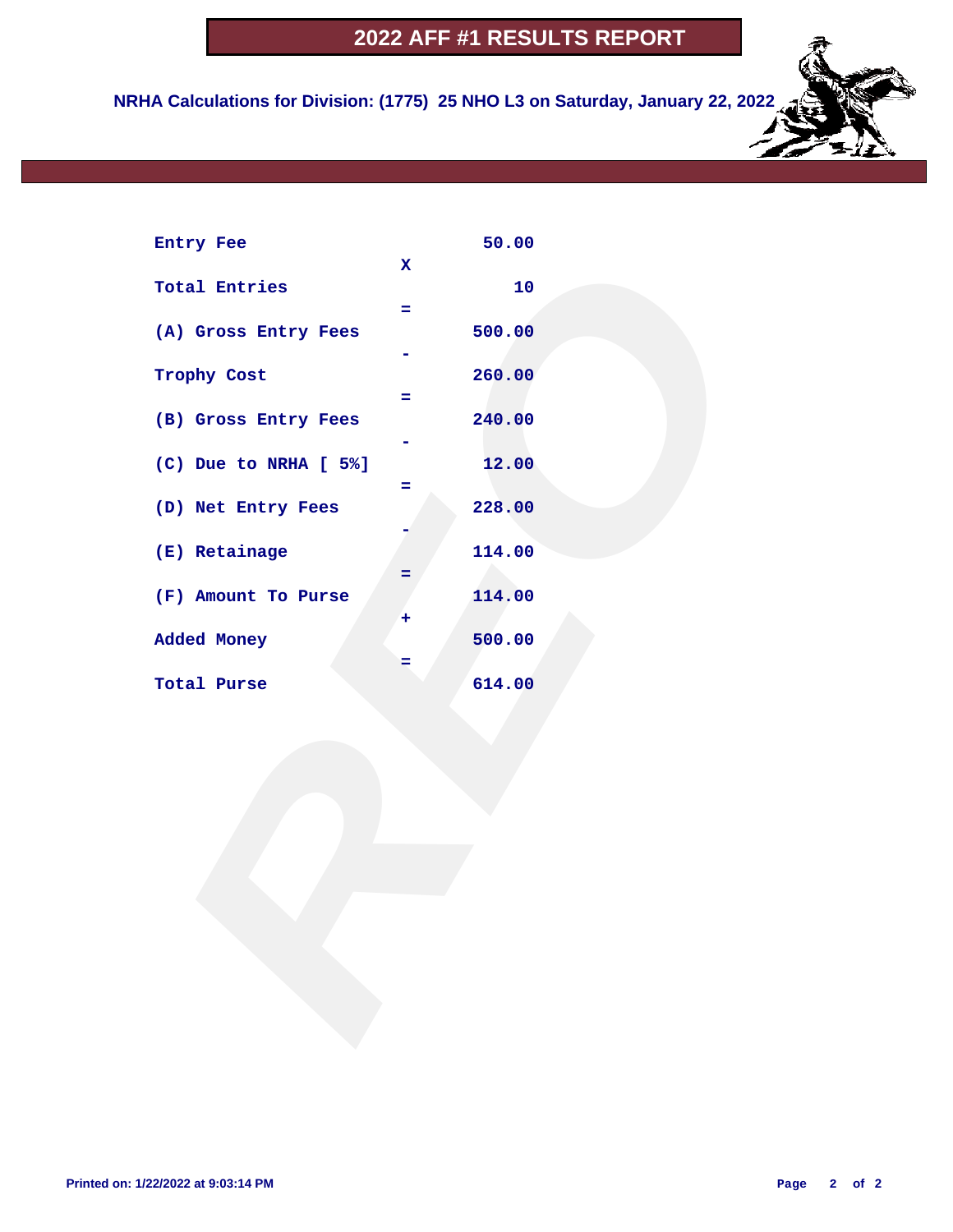# 2022 AFF #1 RESULTS REPORT

**NRHA Calculations for Division: (1775) 25 NHO L3 on Saturday, January 22, 2022**

| | | |
|---|---|---|
| Entry Fee | | 50.00 |
| | X | |
| Total Entries | | 10 |
| | = | |
| (A) Gross Entry Fees | | 500.00 |
| | - | |
| Trophy Cost | | 260.00 |
| | = | |
| (B) Gross Entry Fees | | 240.00 |
| | - | |
| (C) Due to NRHA [ 5%] | | 12.00 |
| | = | |
| (D) Net Entry Fees | | 228.00 |
| | - | |
| (E) Retainage | | 114.00 |
| | = | |
| (F) Amount To Purse | | 114.00 |
| | + | |
| Added Money | | 500.00 |
| | = | |
| Total Purse | | 614.00 |

Printed on: 1/22/2022 at 9:03:14 PM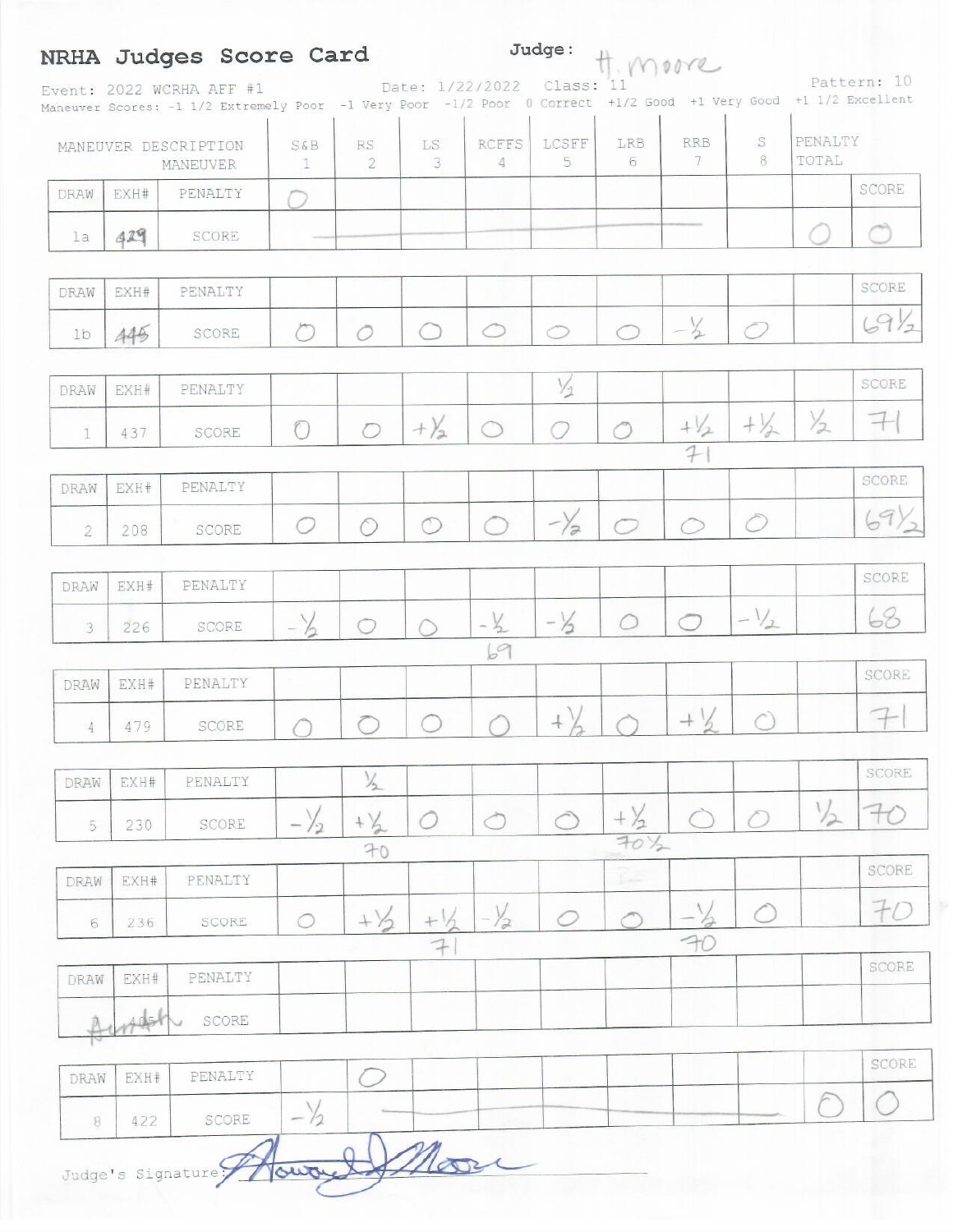# NRHA Judges Score Card

**Judge:** H. Moore

Event: 2022 WCRHA AFF #1 — Date: 1/22/2022 — Class: 11 — Pattern: 10

Maneuver Scores: -1 1/2 Extremely Poor -1 Very Poor -1/2 Poor 0 Correct +1/2 Good +1 Very Good +1 1/2 Excellent

| DRAW | EXH# | MANEUVER DESCRIPTION / MANEUVER | S&B 1 | RS 2 | LS 3 | RCFFS 4 | LCSFF 5 | LRB 6 | RRB 7 | S 8 | PENALTY TOTAL | SCORE |
|---|---|---|---|---|---|---|---|---|---|---|---|---|
| 1a | 429 | PENALTY | 0 | | | | | | | | | |
| | | SCORE | | | | | | | | | 0 | 0 |
| 1b | 445 | PENALTY | | | | | | | | | | |
| | | SCORE | 0 | 0 | 0 | 0 | 0 | 0 | -½ | 0 | | 69½ |
| 1 | 437 | PENALTY | | | | | ½ | | | | | |
| | | SCORE | 0 | 0 | +½ | 0 | 0 | 0 | +½ (71) | +½ | ½ | 71 |
| 2 | 208 | PENALTY | | | | | | | | | | |
| | | SCORE | 0 | 0 | 0 | 0 | -½ | 0 | 0 | 0 | | 69½ |
| 3 | 226 | PENALTY | | | | | | | | | | |
| | | SCORE | -½ | 0 | 0 | -½ (69) | -½ | 0 | 0 | -½ | | 68 |
| 4 | 479 | PENALTY | | | | | | | | | | |
| | | SCORE | 0 | 0 | 0 | 0 | +½ | 0 | +½ | 0 | | 71 |
| 5 | 230 | PENALTY | | ½ | | | | | | | | |
| | | SCORE | -½ | +½ (70) | 0 | 0 | 0 | +½ (70½) | 0 | 0 | ½ | 70 |
| 6 | 236 | PENALTY | | | | | | | | | | |
| | | SCORE | 0 | +½ | +½ (71) | -½ | 0 | 0 | -½ (70) | 0 | | 70 |
| 7 | 405 | PENALTY | | | | | | | | | | |
| | Scratch | SCORE | | | | | | | | | | |
| 8 | 422 | PENALTY | | 0 | | | | | | | | |
| | | SCORE | -½ | | | | | | | | 0 | 0 |

Judge's Signature: Howard Moore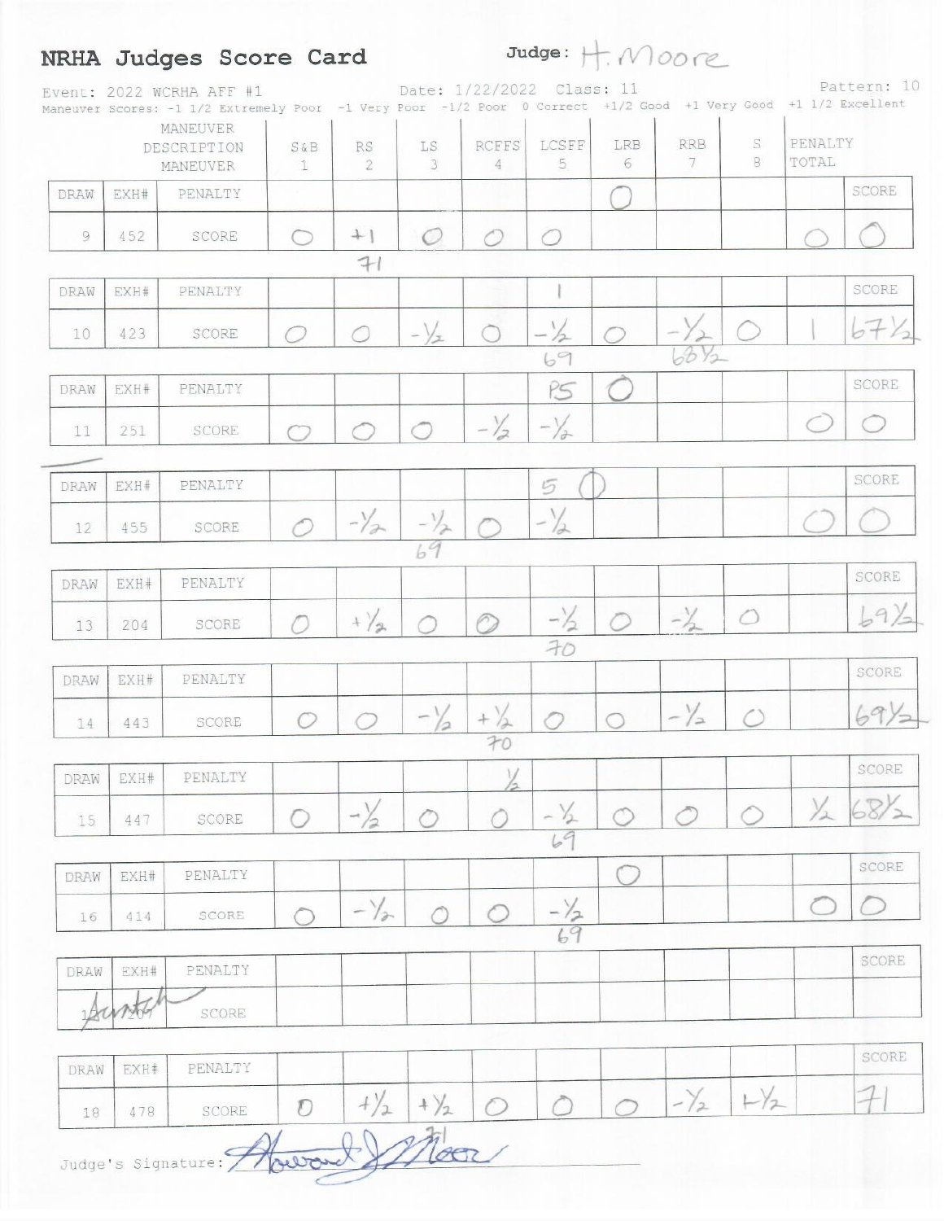## NRHA Judges Score Card

**Judge:** H. Moore

Event: 2022 WCRHA AFF #1 Date: 1/22/2022 Class: 11 Pattern: 10

Maneuver Scores: -1 1/2 Extremely Poor -1 Very Poor -1/2 Poor 0 Correct +1/2 Good +1 Very Good +1 1/2 Excellent

| DRAW | EXH# | MANEUVER DESCRIPTION | S&B 1 | RS 2 | LS 3 | RCFFS 4 | LCSFF 5 | LRB 6 | RRB 7 | S 8 | PENALTY TOTAL | SCORE |
|---|---|---|---|---|---|---|---|---|---|---|---|---|
| 9 | 452 | PENALTY | | | | | | 0 | | | | |
| | | SCORE | 0 | +1 (71) | 0 | 0 | 0 | | | | 0 | 0 |
| 10 | 423 | PENALTY | | | | | 1 | | | | | |
| | | SCORE | 0 | 0 | -1/2 | 0 | -1/2 (69) | 0 | -1/2 (68 1/2) | 0 | 1 | 67 1/2 |
| 11 | 251 | PENALTY | | | | | PS | 0 | | | | |
| | | SCORE | 0 | 0 | 0 | -1/2 | -1/2 | | | | 0 | 0 |
| 12 | 455 | PENALTY | | | | | 5 (0) | | | | | |
| | | SCORE | 0 | -1/2 | -1/2 (69) | 0 | -1/2 | | | | 0 | 0 |
| 13 | 204 | PENALTY | | | | | | | | | | |
| | | SCORE | 0 | +1/2 | 0 | 0 | -1/2 (70) | 0 | -1/2 | 0 | | 69 1/2 |
| 14 | 443 | PENALTY | | | | | | | | | | |
| | | SCORE | 0 | 0 | -1/2 | +1/2 (70) | 0 | 0 | -1/2 | 0 | | 69 1/2 |
| 15 | 447 | PENALTY | | | | 1/2 | | | | | | |
| | | SCORE | 0 | -1/2 | 0 | 0 | -1/2 (69) | 0 | 0 | 0 | 1/2 | 68 1/2 |
| 16 | 414 | PENALTY | | | | | | 0 | | | | |
| | | SCORE | 0 | -1/2 | 0 | 0 | -1/2 (69) | | | | 0 | 0 |
| 17 | 207 | PENALTY | | | | | | | | | | |
| | | SCORE (Scratch) | | | | | | | | | | |
| 18 | 478 | PENALTY | | | | | | | | | | |
| | | SCORE | 0 | +1/2 | +1/2 (71) | 0 | 0 | 0 | -1/2 | +1/2 | | 71 |

Judge's Signature: Howard J Moore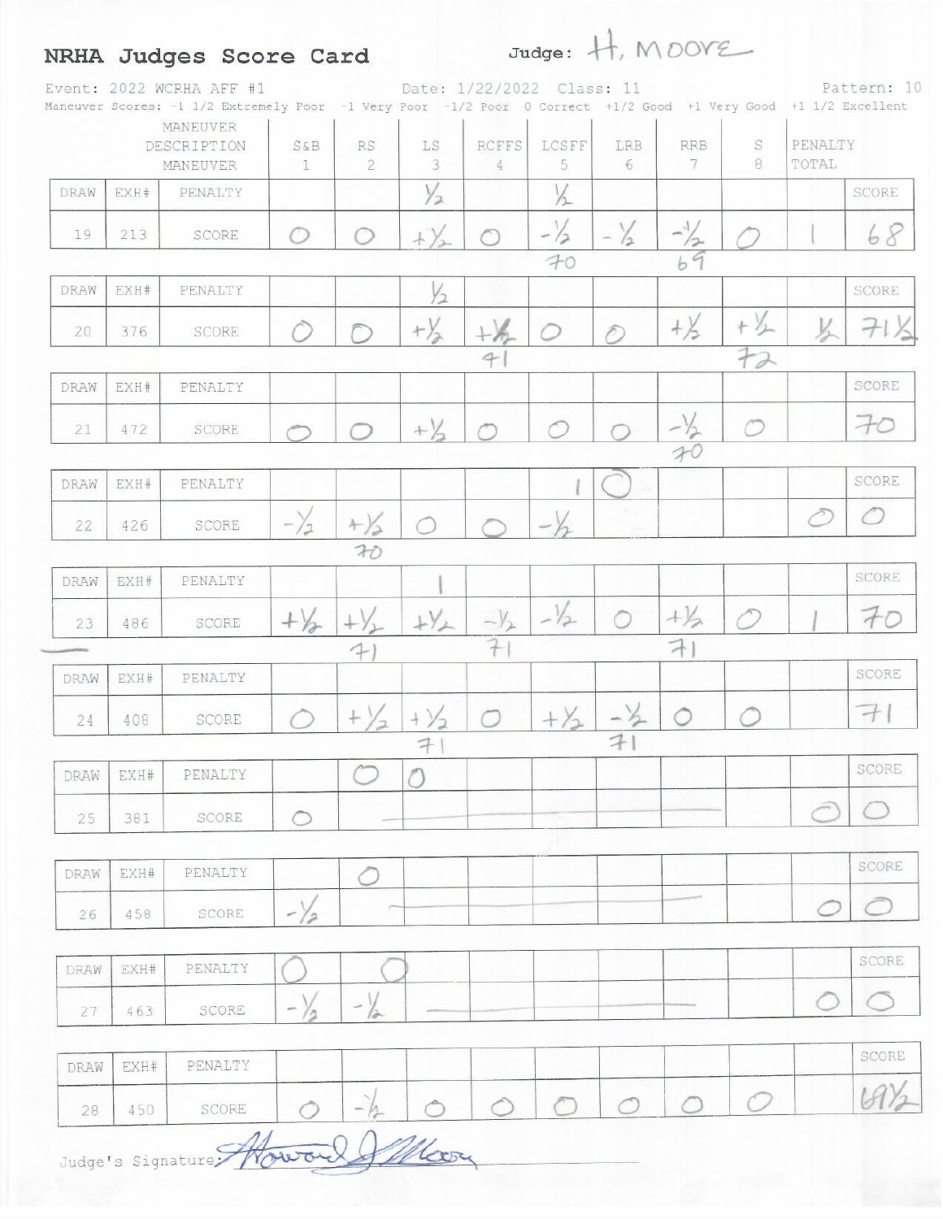## NRHA Judges Score Card

Judge: H. MOORE

Event: 2022 WCRHA AFF #1 Date: 1/22/2022 Class: 11 Pattern: 10

Maneuver Scores: -1 1/2 Extremely Poor -1 Very Poor -1/2 Poor 0 Correct +1/2 Good +1 Very Good +1 1/2 Excellent

| DRAW | EXH# | MANEUVER DESCRIPTION / MANEUVER | S&B 1 | RS 2 | LS 3 | RCFFS 4 | LCSFF 5 | LRB 6 | RRB 7 | S 8 | PENALTY TOTAL | SCORE |
|---|---|---|---|---|---|---|---|---|---|---|---|---|
| | | PENALTY | | | ½ | | ½ | | | | | |
| 19 | 213 | SCORE | 0 | 0 | +½ | 0 | -½ | -½ | -½ | 0 | 1 | 68 |
| | | PENALTY | | | ½ | | | | | | | |
| 20 | 376 | SCORE | 0 | 0 | +½ | +½ | 0 | 0 | +½ | +½ | ½ | 71½ |
| | | PENALTY | | | | | | | | | | |
| 21 | 472 | SCORE | 0 | 0 | +½ | 0 | 0 | 0 | -½ | 0 | | 70 |
| | | PENALTY | | | | | 1 | 0 | | | | |
| 22 | 426 | SCORE | -½ | +½ | 0 | 0 | -½ | | | | 0 | 0 |
| | | PENALTY | | | 1 | | | | | | | |
| 23 | 486 | SCORE | +½ | +½ | +½ | -½ | -½ | 0 | +½ | 0 | 1 | 70 |
| | | PENALTY | | | | | | | | | | |
| 24 | 408 | SCORE | 0 | +½ | +½ | 0 | +½ | -½ | 0 | 0 | | 71 |
| | | PENALTY | | 0 | 0 | | | | | | | |
| 25 | 381 | SCORE | 0 | | | | | | | | 0 | 0 |
| | | PENALTY | | 0 | | | | | | | | |
| 26 | 458 | SCORE | -½ | | | | | | | | 0 | 0 |
| | | PENALTY | 0 | 0 | | | | | | | | |
| 27 | 463 | SCORE | -½ | -½ | | | | | | | 0 | 0 |
| | | PENALTY | | | | | | | | | | |
| 28 | 450 | SCORE | 0 | -½ | 0 | 0 | 0 | 0 | 0 | 0 | | 69½ |

Judge's Signature: Howard J Moore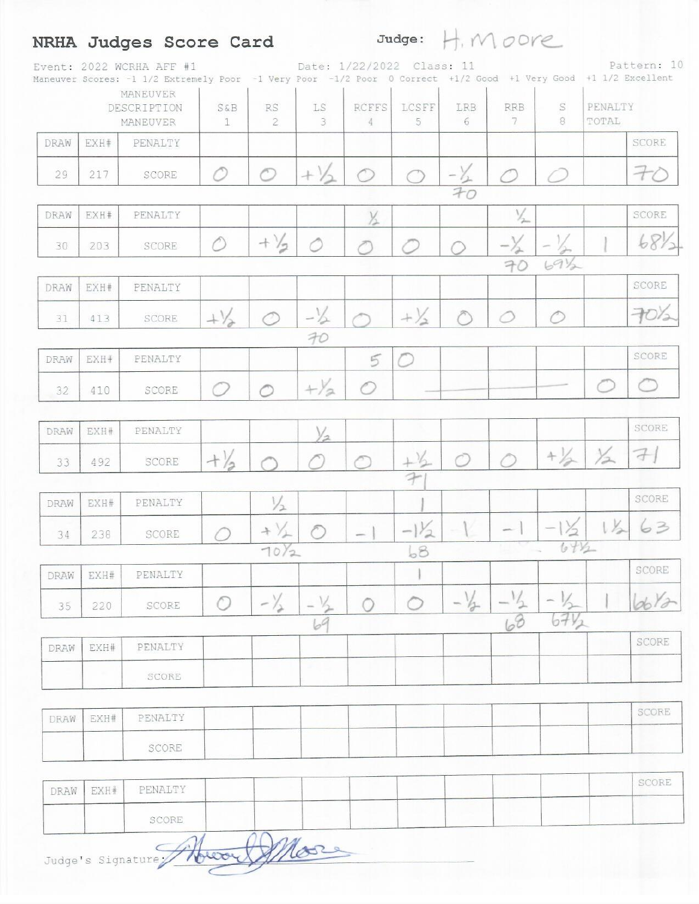## NRHA Judges Score Card

Judge: H. Moore

Event: 2022 WCRHA AFF #1 Date: 1/22/2022 Class: 11 Pattern: 10

Maneuver Scores: -1 1/2 Extremely Poor -1 Very Poor -1/2 Poor 0 Correct +1/2 Good +1 Very Good +1 1/2 Excellent

| DRAW | EXH# | MANEUVER DESCRIPTION / MANEUVER | S&B 1 | RS 2 | LS 3 | RCFFS 4 | LCSFF 5 | LRB 6 | RRB 7 | S 8 | PENALTY TOTAL | SCORE |
|---|---|---|---|---|---|---|---|---|---|---|---|---|
| | | PENALTY | | | | | | | | | | |
| 29 | 217 | SCORE | 0 | 0 | +½ | 0 | 0 | -½ (70) | 0 | 0 | | 70 |
| | | PENALTY | | | | ½ | | | ½ | | | |
| 30 | 203 | SCORE | 0 | +½ | 0 | 0 | 0 | 0 | -½ (70) | -½ (69½) | 1 | 68½ |
| | | PENALTY | | | | | | | | | | |
| 31 | 413 | SCORE | +½ | 0 | -½ (70) | 0 | +½ | 0 | 0 | 0 | | 70½ |
| | | PENALTY | | | | 5 | 0 | | | | | |
| 32 | 410 | SCORE | 0 | 0 | +½ | 0 | | | | | 0 | 0 |
| | | PENALTY | | | ½ | | | | | | | |
| 33 | 492 | SCORE | +½ | 0 | 0 | 0 | +½ (71) | 0 | 0 | +½ | ½ | 71 |
| | | PENALTY | | ½ | | | 1 | | | | | |
| 34 | 238 | SCORE | 0 | +½ (70½) | 0 | -1 | -1½ (68) | -1 | -1 | -1½ (64½) | 1½ | 63 |
| | | PENALTY | | | | | 1 | | | | | |
| 35 | 220 | SCORE | 0 | -½ | -½ (69) | 0 | 0 | -½ | -½ (68) | -½ (67½) | 1 | 66½ |
| | | PENALTY | | | | | | | | | | |
| | | SCORE | | | | | | | | | | |
| | | PENALTY | | | | | | | | | | |
| | | SCORE | | | | | | | | | | |
| | | PENALTY | | | | | | | | | | |
| | | SCORE | | | | | | | | | | |

Judge's Signature: Howard Moore